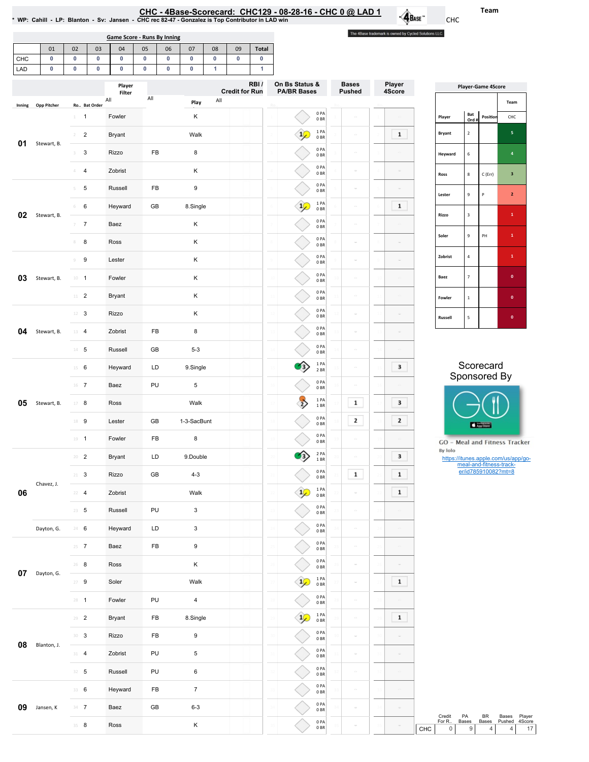# CHC - 4Base-Scorecard: CHC129 - 08-28-16 - CHC 0 @ LAD 1

* WP: Cahill - LP: Blanton - Sv: Jansen - CHC rec 82-47 - Gonzalez is Top Contributor in LAD win

Team: CHC

The 4Base trademark is owned by Cycled Solutions LLC.

## Game Score - Runs By Inning

| | 01 | 02 | 03 | 04 | 05 | 06 | 07 | 08 | 09 | Total |
|---|---|---|---|---|---|---|---|---|---|---|
| CHC | 0 | 0 | 0 | 0 | 0 | 0 | 0 | 0 | 0 | 0 |
| LAD | 0 | 0 | 0 | 0 | 0 | 0 | 0 | 1 | | 1 |

| Inning | Opp Pitcher | Ro.. | Bat Order | Player | | Play | On Bs Status & PA/BR Bases | RBI / Credit for Run | Bases Pushed | Player 4Score |
|---|---|---|---|---|---|---|---|---|---|---|
| 01 | Stewart, B. | 1 | 1 | Fowler | | K | 0 PA 0 BR | | | |
| | | 2 | 2 | Bryant | | Walk | 1 PA 0 BR | | | 1 |
| | | 3 | 3 | Rizzo | FB | 8 | 0 PA 0 BR | | | |
| | | 4 | 4 | Zobrist | | K | 0 PA 0 BR | | | |
| 02 | Stewart, B. | 5 | 5 | Russell | FB | 9 | 0 PA 0 BR | | | |
| | | 6 | 6 | Heyward | GB | 8.Single | 1 PA 0 BR | | | 1 |
| | | 7 | 7 | Baez | | K | 0 PA 0 BR | | | |
| | | 8 | 8 | Ross | | K | 0 PA 0 BR | | | |
| 03 | Stewart, B. | 9 | 9 | Lester | | K | 0 PA 0 BR | | | |
| | | 10 | 1 | Fowler | | K | 0 PA 0 BR | | | |
| | | 11 | 2 | Bryant | | K | 0 PA 0 BR | | | |
| 04 | Stewart, B. | 12 | 3 | Rizzo | | K | 0 PA 0 BR | | | |
| | | 13 | 4 | Zobrist | FB | 8 | 0 PA 0 BR | | | |
| | | 14 | 5 | Russell | GB | 5-3 | 0 PA 0 BR | | | |
| 05 | Stewart, B. | 15 | 6 | Heyward | LD | 9.Single | 1 PA 2 BR | | | 3 |
| | | 16 | 7 | Baez | PU | 5 | 0 PA 0 BR | | | |
| | | 17 | 8 | Ross | | Walk | 1 PA 1 BR | | 1 | 3 |
| | | 18 | 9 | Lester | GB | 1-3-SacBunt | 0 PA 0 BR | | 2 | 2 |
| | | 19 | 1 | Fowler | FB | 8 | 0 PA 0 BR | | | |
| 06 | Chavez, J. | 20 | 2 | Bryant | LD | 9.Double | 2 PA 1 BR | | | 3 |
| | | 21 | 3 | Rizzo | GB | 4-3 | 0 PA 0 BR | | 1 | 1 |
| | | 22 | 4 | Zobrist | | Walk | 1 PA 0 BR | | | 1 |
| | | 23 | 5 | Russell | PU | 3 | 0 PA 0 BR | | | |
| | Dayton, G. | 24 | 6 | Heyward | LD | 3 | 0 PA 0 BR | | | |
| 07 | Dayton, G. | 25 | 7 | Baez | FB | 9 | 0 PA 0 BR | | | |
| | | 26 | 8 | Ross | | K | 0 PA 0 BR | | | |
| | | 27 | 9 | Soler | | Walk | 1 PA 0 BR | | | 1 |
| | | 28 | 1 | Fowler | PU | 4 | 0 PA 0 BR | | | |
| 08 | Blanton, J. | 29 | 2 | Bryant | FB | 8.Single | 1 PA 0 BR | | | 1 |
| | | 30 | 3 | Rizzo | FB | 9 | 0 PA 0 BR | | | |
| | | 31 | 4 | Zobrist | PU | 5 | 0 PA 0 BR | | | |
| | | 32 | 5 | Russell | PU | 6 | 0 PA 0 BR | | | |
| 09 | Jansen, K | 33 | 6 | Heyward | FB | 7 | 0 PA 0 BR | | | |
| | | 34 | 7 | Baez | GB | 6-3 | 0 PA 0 BR | | | |
| | | 35 | 8 | Ross | | K | 0 PA 0 BR | | | |

## Player-Game 4Score

| Player | Bat Ord # | Position | CHC |
|---|---|---|---|
| Bryant | 2 | | 5 |
| Heyward | 6 | | 4 |
| Ross | 8 | C (Err) | 3 |
| Lester | 9 | P | 2 |
| Rizzo | 3 | | 1 |
| Soler | 9 | PH | 1 |
| Zobrist | 4 | | 1 |
| Baez | 7 | | 0 |
| Fowler | 1 | | 0 |
| Russell | 5 | | 0 |

Scorecard Sponsored By

GO – Meal and Fitness Tracker
By Iolo
https://itunes.apple.com/us/app/go-meal-and-fitness-track-er/id785910082?mt=8

| | Credit For R.. | PA Bases | BR Bases | Bases Pushed | Player 4Score |
|---|---|---|---|---|---|
| CHC | 0 | 9 | 4 | 4 | 17 |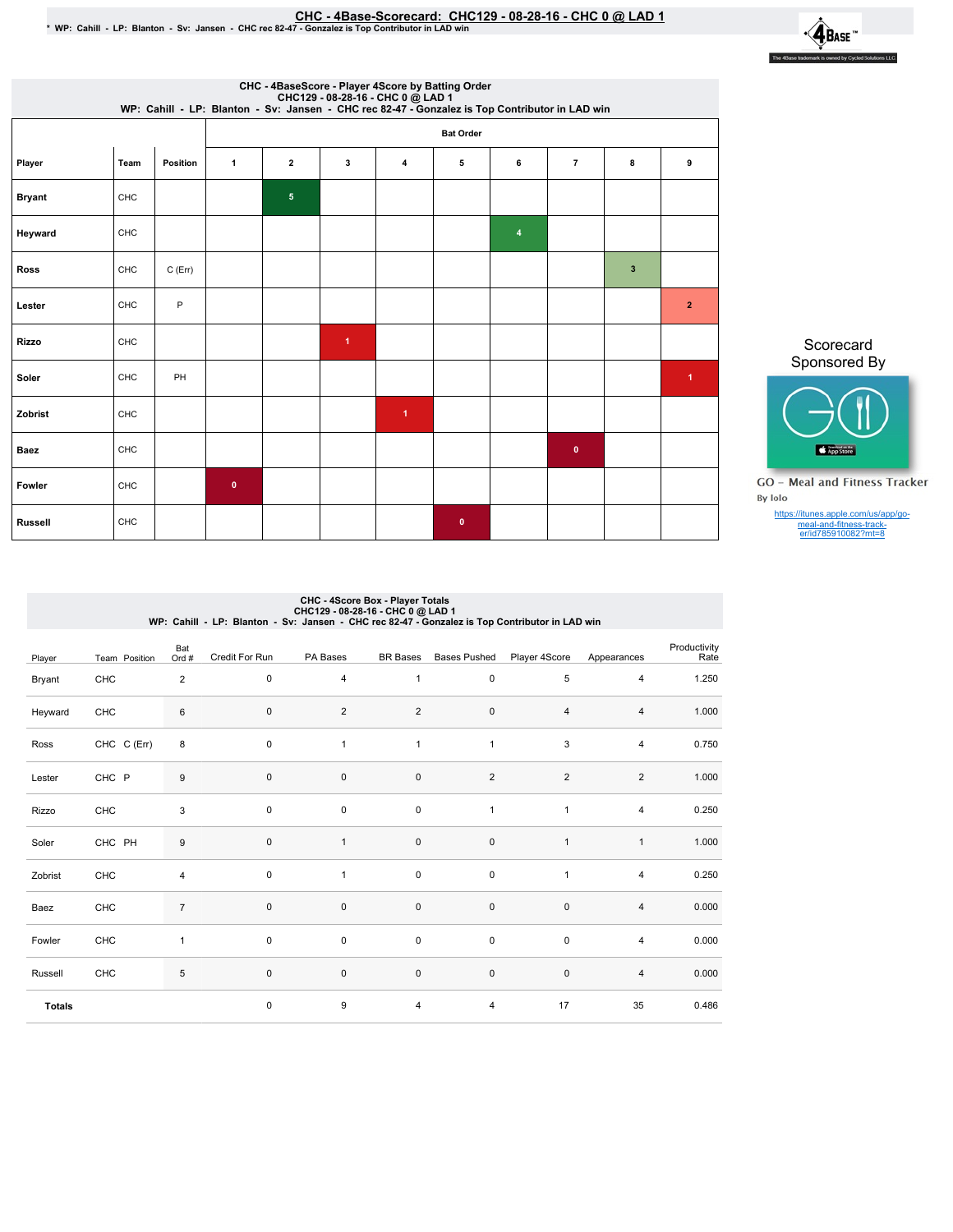# CHC - 4Base-Scorecard: CHC129 - 08-28-16 - CHC 0 @ LAD 1

\* WP: Cahill - LP: Blanton - Sv: Jansen - CHC rec 82-47 - Gonzalez is Top Contributor in LAD win

## CHC - 4BaseScore - Player 4Score by Batting Order

CHC129 - 08-28-16 - CHC 0 @ LAD 1
WP: Cahill - LP: Blanton - Sv: Jansen - CHC rec 82-47 - Gonzalez is Top Contributor in LAD win

| | | | Bat Order | | | | | | | | |
|---|---|---|---|---|---|---|---|---|---|---|---|
| Player | Team | Position | 1 | 2 | 3 | 4 | 5 | 6 | 7 | 8 | 9 |
| Bryant | CHC | | | 5 | | | | | | | |
| Heyward | CHC | | | | | | | 4 | | | |
| Ross | CHC | C (Err) | | | | | | | | 3 | |
| Lester | CHC | P | | | | | | | | | 2 |
| Rizzo | CHC | | | | 1 | | | | | | |
| Soler | CHC | PH | | | | | | | | | 1 |
| Zobrist | CHC | | | | | 1 | | | | | |
| Baez | CHC | | | | | | | | 0 | | |
| Fowler | CHC | | 0 | | | | | | | | |
| Russell | CHC | | | | | | 0 | | | | |

Scorecard Sponsored By

GO - Meal and Fitness Tracker
By Iolo
https://itunes.apple.com/us/app/go-meal-and-fitness-track-er/id785910082?mt=8

## CHC - 4Score Box - Player Totals

CHC129 - 08-28-16 - CHC 0 @ LAD 1
WP: Cahill - LP: Blanton - Sv: Jansen - CHC rec 82-47 - Gonzalez is Top Contributor in LAD win

| Player | Team | Position | Bat Ord # | Credit For Run | PA Bases | BR Bases | Bases Pushed | Player 4Score | Appearances | Productivity Rate |
|---|---|---|---|---|---|---|---|---|---|---|
| Bryant | CHC | | 2 | 0 | 4 | 1 | 0 | 5 | 4 | 1.250 |
| Heyward | CHC | | 6 | 0 | 2 | 2 | 0 | 4 | 4 | 1.000 |
| Ross | CHC | C (Err) | 8 | 0 | 1 | 1 | 1 | 3 | 4 | 0.750 |
| Lester | CHC | P | 9 | 0 | 0 | 0 | 2 | 2 | 2 | 1.000 |
| Rizzo | CHC | | 3 | 0 | 0 | 0 | 1 | 1 | 4 | 0.250 |
| Soler | CHC | PH | 9 | 0 | 1 | 0 | 0 | 1 | 1 | 1.000 |
| Zobrist | CHC | | 4 | 0 | 1 | 0 | 0 | 1 | 4 | 0.250 |
| Baez | CHC | | 7 | 0 | 0 | 0 | 0 | 0 | 4 | 0.000 |
| Fowler | CHC | | 1 | 0 | 0 | 0 | 0 | 0 | 4 | 0.000 |
| Russell | CHC | | 5 | 0 | 0 | 0 | 0 | 0 | 4 | 0.000 |
| **Totals** | | | | 0 | 9 | 4 | 4 | 17 | 35 | 0.486 |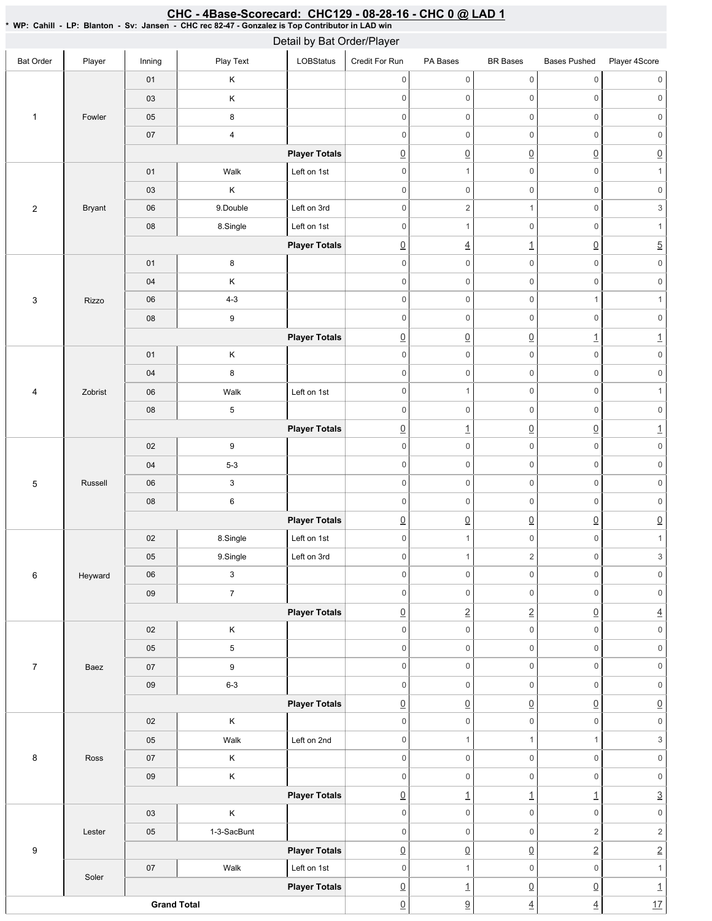## CHC - 4Base-Scorecard: CHC129 - 08-28-16 - CHC 0 @ LAD 1

* WP: Cahill - LP: Blanton - Sv: Jansen - CHC rec 82-47 - Gonzalez is Top Contributor in LAD win

### Detail by Bat Order/Player

| Bat Order | Player | Inning | Play Text | LOBStatus | Credit For Run | PA Bases | BR Bases | Bases Pushed | Player 4Score |
|---|---|---|---|---|---|---|---|---|---|
| 1 | Fowler | 01 | K | | 0 | 0 | 0 | 0 | 0 |
| | | 03 | K | | 0 | 0 | 0 | 0 | 0 |
| | | 05 | 8 | | 0 | 0 | 0 | 0 | 0 |
| | | 07 | 4 | | 0 | 0 | 0 | 0 | 0 |
| | | | | **Player Totals** | 0 | 0 | 0 | 0 | 0 |
| 2 | Bryant | 01 | Walk | Left on 1st | 0 | 1 | 0 | 0 | 1 |
| | | 03 | K | | 0 | 0 | 0 | 0 | 0 |
| | | 06 | 9.Double | Left on 3rd | 0 | 2 | 1 | 0 | 3 |
| | | 08 | 8.Single | Left on 1st | 0 | 1 | 0 | 0 | 1 |
| | | | | **Player Totals** | 0 | 4 | 1 | 0 | 5 |
| 3 | Rizzo | 01 | 8 | | 0 | 0 | 0 | 0 | 0 |
| | | 04 | K | | 0 | 0 | 0 | 0 | 0 |
| | | 06 | 4-3 | | 0 | 0 | 0 | 1 | 1 |
| | | 08 | 9 | | 0 | 0 | 0 | 0 | 0 |
| | | | | **Player Totals** | 0 | 0 | 0 | 1 | 1 |
| 4 | Zobrist | 01 | K | | 0 | 0 | 0 | 0 | 0 |
| | | 04 | 8 | | 0 | 0 | 0 | 0 | 0 |
| | | 06 | Walk | Left on 1st | 0 | 1 | 0 | 0 | 1 |
| | | 08 | 5 | | 0 | 0 | 0 | 0 | 0 |
| | | | | **Player Totals** | 0 | 1 | 0 | 0 | 1 |
| 5 | Russell | 02 | 9 | | 0 | 0 | 0 | 0 | 0 |
| | | 04 | 5-3 | | 0 | 0 | 0 | 0 | 0 |
| | | 06 | 3 | | 0 | 0 | 0 | 0 | 0 |
| | | 08 | 6 | | 0 | 0 | 0 | 0 | 0 |
| | | | | **Player Totals** | 0 | 0 | 0 | 0 | 0 |
| 6 | Heyward | 02 | 8.Single | Left on 1st | 0 | 1 | 0 | 0 | 1 |
| | | 05 | 9.Single | Left on 3rd | 0 | 1 | 2 | 0 | 3 |
| | | 06 | 3 | | 0 | 0 | 0 | 0 | 0 |
| | | 09 | 7 | | 0 | 0 | 0 | 0 | 0 |
| | | | | **Player Totals** | 0 | 2 | 2 | 0 | 4 |
| 7 | Baez | 02 | K | | 0 | 0 | 0 | 0 | 0 |
| | | 05 | 5 | | 0 | 0 | 0 | 0 | 0 |
| | | 07 | 9 | | 0 | 0 | 0 | 0 | 0 |
| | | 09 | 6-3 | | 0 | 0 | 0 | 0 | 0 |
| | | | | **Player Totals** | 0 | 0 | 0 | 0 | 0 |
| 8 | Ross | 02 | K | | 0 | 0 | 0 | 0 | 0 |
| | | 05 | Walk | Left on 2nd | 0 | 1 | 1 | 1 | 3 |
| | | 07 | K | | 0 | 0 | 0 | 0 | 0 |
| | | 09 | K | | 0 | 0 | 0 | 0 | 0 |
| | | | | **Player Totals** | 0 | 1 | 1 | 1 | 3 |
| 9 | Lester | 03 | K | | 0 | 0 | 0 | 0 | 0 |
| | | 05 | 1-3-SacBunt | | 0 | 0 | 0 | 2 | 2 |
| | | | | **Player Totals** | 0 | 0 | 0 | 2 | 2 |
| | Soler | 07 | Walk | Left on 1st | 0 | 1 | 0 | 0 | 1 |
| | | | | **Player Totals** | 0 | 1 | 0 | 0 | 1 |
| **Grand Total** | | | | | 0 | 9 | 4 | 4 | 17 |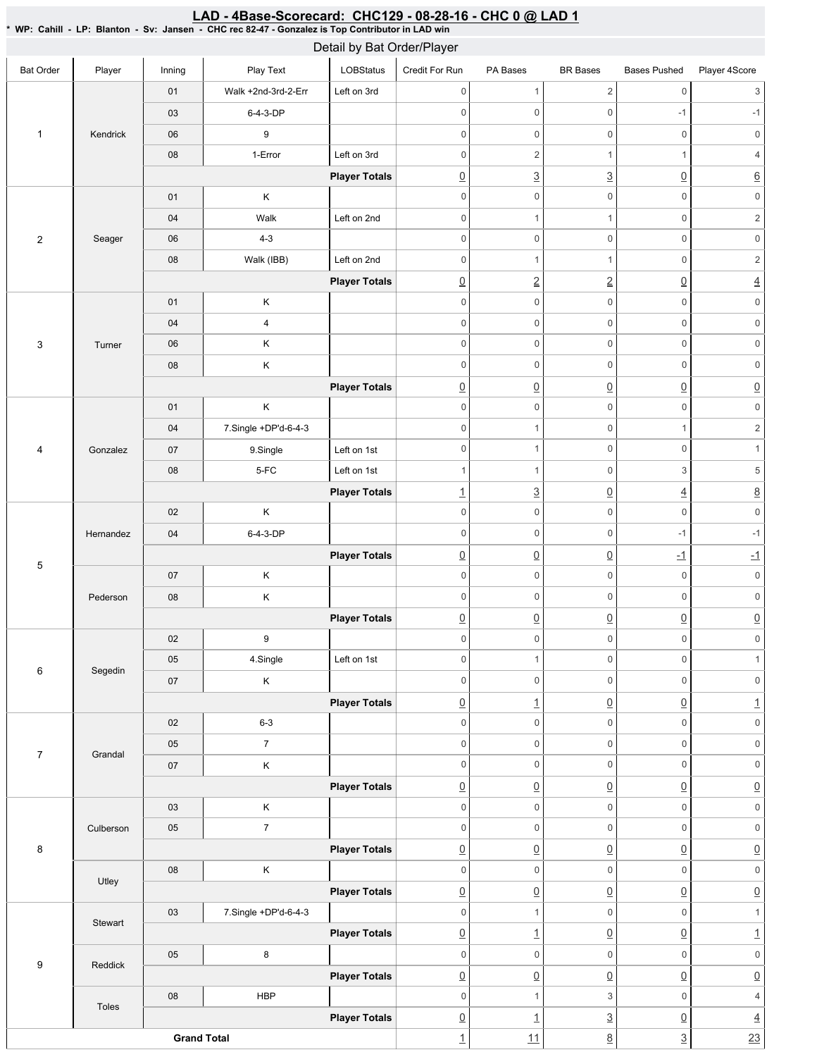## LAD - 4Base-Scorecard: CHC129 - 08-28-16 - CHC 0 @ LAD 1

**\* WP: Cahill - LP: Blanton - Sv: Jansen - CHC rec 82-47 - Gonzalez is Top Contributor in LAD win**

### Detail by Bat Order/Player

| Bat Order | Player | Inning | Play Text | LOBStatus | Credit For Run | PA Bases | BR Bases | Bases Pushed | Player 4Score |
|---|---|---|---|---|---|---|---|---|---|
| 1 | Kendrick | 01 | Walk +2nd-3rd-2-Err | Left on 3rd | 0 | 1 | 2 | 0 | 3 |
| | | 03 | 6-4-3-DP | | 0 | 0 | 0 | -1 | -1 |
| | | 06 | 9 | | 0 | 0 | 0 | 0 | 0 |
| | | 08 | 1-Error | Left on 3rd | 0 | 2 | 1 | 1 | 4 |
| | | | | **Player Totals** | 0 | 3 | 3 | 0 | 6 |
| 2 | Seager | 01 | K | | 0 | 0 | 0 | 0 | 0 |
| | | 04 | Walk | Left on 2nd | 0 | 1 | 1 | 0 | 2 |
| | | 06 | 4-3 | | 0 | 0 | 0 | 0 | 0 |
| | | 08 | Walk (IBB) | Left on 2nd | 0 | 1 | 1 | 0 | 2 |
| | | | | **Player Totals** | 0 | 2 | 2 | 0 | 4 |
| 3 | Turner | 01 | K | | 0 | 0 | 0 | 0 | 0 |
| | | 04 | 4 | | 0 | 0 | 0 | 0 | 0 |
| | | 06 | K | | 0 | 0 | 0 | 0 | 0 |
| | | 08 | K | | 0 | 0 | 0 | 0 | 0 |
| | | | | **Player Totals** | 0 | 0 | 0 | 0 | 0 |
| 4 | Gonzalez | 01 | K | | 0 | 0 | 0 | 0 | 0 |
| | | 04 | 7.Single +DP'd-6-4-3 | | 0 | 1 | 0 | 1 | 2 |
| | | 07 | 9.Single | Left on 1st | 0 | 1 | 0 | 0 | 1 |
| | | 08 | 5-FC | Left on 1st | 1 | 1 | 0 | 3 | 5 |
| | | | | **Player Totals** | 1 | 3 | 0 | 4 | 8 |
| 5 | Hernandez | 02 | K | | 0 | 0 | 0 | 0 | 0 |
| | | 04 | 6-4-3-DP | | 0 | 0 | 0 | -1 | -1 |
| | | | | **Player Totals** | 0 | 0 | 0 | -1 | -1 |
| | Pederson | 07 | K | | 0 | 0 | 0 | 0 | 0 |
| | | 08 | K | | 0 | 0 | 0 | 0 | 0 |
| | | | | **Player Totals** | 0 | 0 | 0 | 0 | 0 |
| 6 | Segedin | 02 | 9 | | 0 | 0 | 0 | 0 | 0 |
| | | 05 | 4.Single | Left on 1st | 0 | 1 | 0 | 0 | 1 |
| | | 07 | K | | 0 | 0 | 0 | 0 | 0 |
| | | | | **Player Totals** | 0 | 1 | 0 | 0 | 1 |
| 7 | Grandal | 02 | 6-3 | | 0 | 0 | 0 | 0 | 0 |
| | | 05 | 7 | | 0 | 0 | 0 | 0 | 0 |
| | | 07 | K | | 0 | 0 | 0 | 0 | 0 |
| | | | | **Player Totals** | 0 | 0 | 0 | 0 | 0 |
| 8 | Culberson | 03 | K | | 0 | 0 | 0 | 0 | 0 |
| | | 05 | 7 | | 0 | 0 | 0 | 0 | 0 |
| | | | | **Player Totals** | 0 | 0 | 0 | 0 | 0 |
| | Utley | 08 | K | | 0 | 0 | 0 | 0 | 0 |
| | | | | **Player Totals** | 0 | 0 | 0 | 0 | 0 |
| 9 | Stewart | 03 | 7.Single +DP'd-6-4-3 | | 0 | 1 | 0 | 0 | 1 |
| | | | | **Player Totals** | 0 | 1 | 0 | 0 | 1 |
| | Reddick | 05 | 8 | | 0 | 0 | 0 | 0 | 0 |
| | | | | **Player Totals** | 0 | 0 | 0 | 0 | 0 |
| | Toles | 08 | HBP | | 0 | 1 | 3 | 0 | 4 |
| | | | | **Player Totals** | 0 | 1 | 3 | 0 | 4 |
| **Grand Total** | | | | | 1 | 11 | 8 | 3 | 23 |